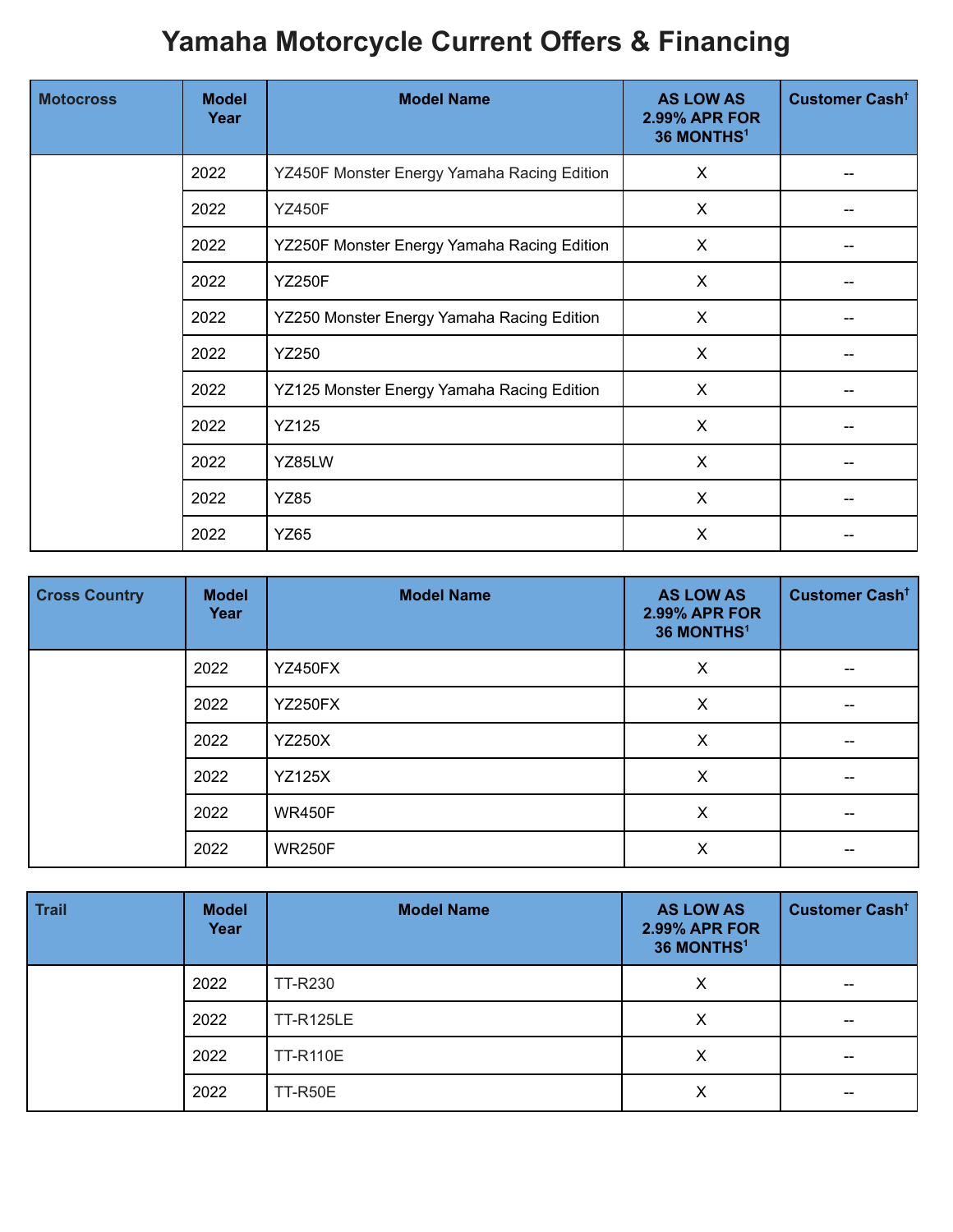# Yamaha Motorcycle Current Offers & Financing

| Motocross | Model Year | Model Name | AS LOW AS 2.99% APR FOR 36 MONTHS[1] | Customer Cash[†] |
|---|---|---|---|---|
| | 2022 | YZ450F Monster Energy Yamaha Racing Edition | X | -- |
| | 2022 | YZ450F | X | -- |
| | 2022 | YZ250F Monster Energy Yamaha Racing Edition | X | -- |
| | 2022 | YZ250F | X | -- |
| | 2022 | YZ250 Monster Energy Yamaha Racing Edition | X | -- |
| | 2022 | YZ250 | X | -- |
| | 2022 | YZ125 Monster Energy Yamaha Racing Edition | X | -- |
| | 2022 | YZ125 | X | -- |
| | 2022 | YZ85LW | X | -- |
| | 2022 | YZ85 | X | -- |
| | 2022 | YZ65 | X | -- |

| Cross Country | Model Year | Model Name | AS LOW AS 2.99% APR FOR 36 MONTHS[1] | Customer Cash[†] |
|---|---|---|---|---|
| | 2022 | YZ450FX | X | -- |
| | 2022 | YZ250FX | X | -- |
| | 2022 | YZ250X | X | -- |
| | 2022 | YZ125X | X | -- |
| | 2022 | WR450F | X | -- |
| | 2022 | WR250F | X | -- |

| Trail | Model Year | Model Name | AS LOW AS 2.99% APR FOR 36 MONTHS[1] | Customer Cash[†] |
|---|---|---|---|---|
| | 2022 | TT-R230 | X | -- |
| | 2022 | TT-R125LE | X | -- |
| | 2022 | TT-R110E | X | -- |
| | 2022 | TT-R50E | X | -- |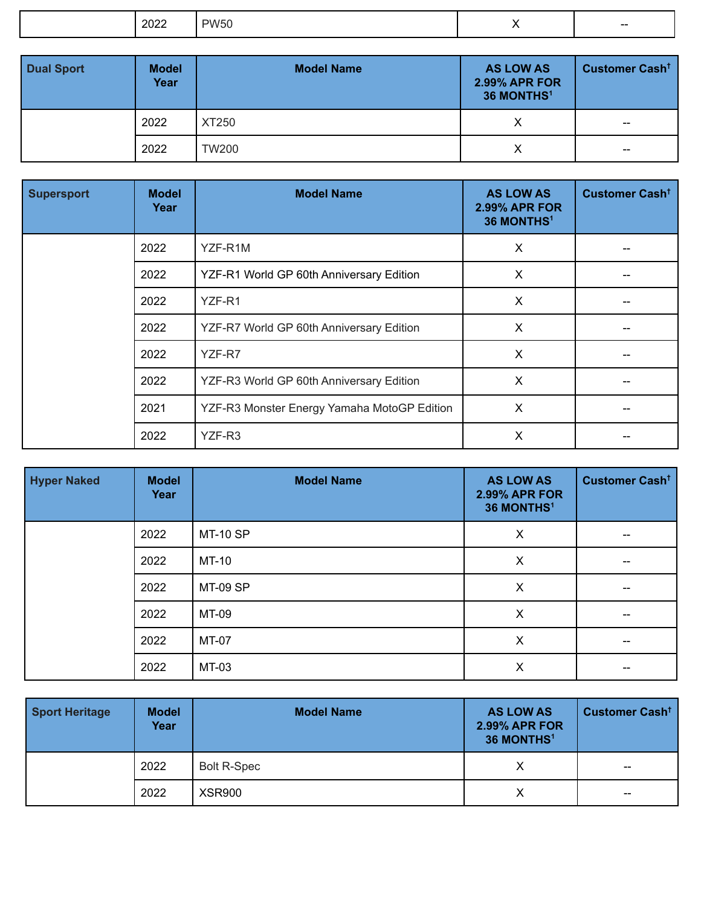| | 2022 | PW50 | X | -- |
|---|---|---|---|---|

| Dual Sport | Model Year | Model Name | AS LOW AS 2.99% APR FOR 36 MONTHS[1] | Customer Cash[†] |
|---|---|---|---|---|
| | 2022 | XT250 | X | -- |
| | 2022 | TW200 | X | -- |

| Supersport | Model Year | Model Name | AS LOW AS 2.99% APR FOR 36 MONTHS[1] | Customer Cash[†] |
|---|---|---|---|---|
| | 2022 | YZF-R1M | X | -- |
| | 2022 | YZF-R1 World GP 60th Anniversary Edition | X | -- |
| | 2022 | YZF-R1 | X | -- |
| | 2022 | YZF-R7 World GP 60th Anniversary Edition | X | -- |
| | 2022 | YZF-R7 | X | -- |
| | 2022 | YZF-R3 World GP 60th Anniversary Edition | X | -- |
| | 2021 | YZF-R3 Monster Energy Yamaha MotoGP Edition | X | -- |
| | 2022 | YZF-R3 | X | -- |

| Hyper Naked | Model Year | Model Name | AS LOW AS 2.99% APR FOR 36 MONTHS[1] | Customer Cash[†] |
|---|---|---|---|---|
| | 2022 | MT-10 SP | X | -- |
| | 2022 | MT-10 | X | -- |
| | 2022 | MT-09 SP | X | -- |
| | 2022 | MT-09 | X | -- |
| | 2022 | MT-07 | X | -- |
| | 2022 | MT-03 | X | -- |

| Sport Heritage | Model Year | Model Name | AS LOW AS 2.99% APR FOR 36 MONTHS[1] | Customer Cash[†] |
|---|---|---|---|---|
| | 2022 | Bolt R-Spec | X | -- |
| | 2022 | XSR900 | X | -- |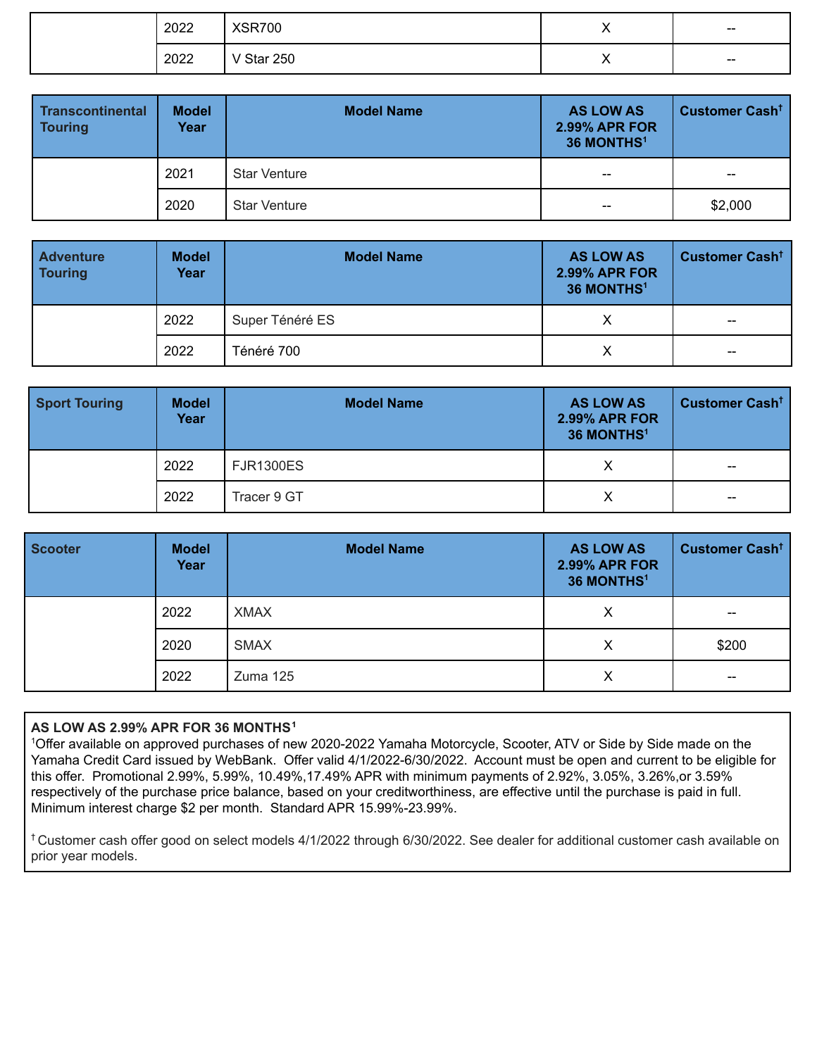| | | | | |
|---|---|---|---|---|
| | 2022 | XSR700 | X | -- |
| | 2022 | V Star 250 | X | -- |

| Transcontinental Touring | Model Year | Model Name | AS LOW AS 2.99% APR FOR 36 MONTHS[1] | Customer Cash[†] |
|---|---|---|---|---|
| | 2021 | Star Venture | -- | -- |
| | 2020 | Star Venture | -- | $2,000 |

| Adventure Touring | Model Year | Model Name | AS LOW AS 2.99% APR FOR 36 MONTHS[1] | Customer Cash[†] |
|---|---|---|---|---|
| | 2022 | Super Ténéré ES | X | -- |
| | 2022 | Ténéré 700 | X | -- |

| Sport Touring | Model Year | Model Name | AS LOW AS 2.99% APR FOR 36 MONTHS[1] | Customer Cash[†] |
|---|---|---|---|---|
| | 2022 | FJR1300ES | X | -- |
| | 2022 | Tracer 9 GT | X | -- |

| Scooter | Model Year | Model Name | AS LOW AS 2.99% APR FOR 36 MONTHS[1] | Customer Cash[†] |
|---|---|---|---|---|
| | 2022 | XMAX | X | -- |
| | 2020 | SMAX | X | $200 |
| | 2022 | Zuma 125 | X | -- |

**AS LOW AS 2.99% APR FOR 36 MONTHS[1]**
[1]Offer available on approved purchases of new 2020-2022 Yamaha Motorcycle, Scooter, ATV or Side by Side made on the Yamaha Credit Card issued by WebBank. Offer valid 4/1/2022-6/30/2022. Account must be open and current to be eligible for this offer. Promotional 2.99%, 5.99%, 10.49%,17.49% APR with minimum payments of 2.92%, 3.05%, 3.26%,or 3.59% respectively of the purchase price balance, based on your creditworthiness, are effective until the purchase is paid in full. Minimum interest charge $2 per month. Standard APR 15.99%-23.99%.

[†] Customer cash offer good on select models 4/1/2022 through 6/30/2022. See dealer for additional customer cash available on prior year models.